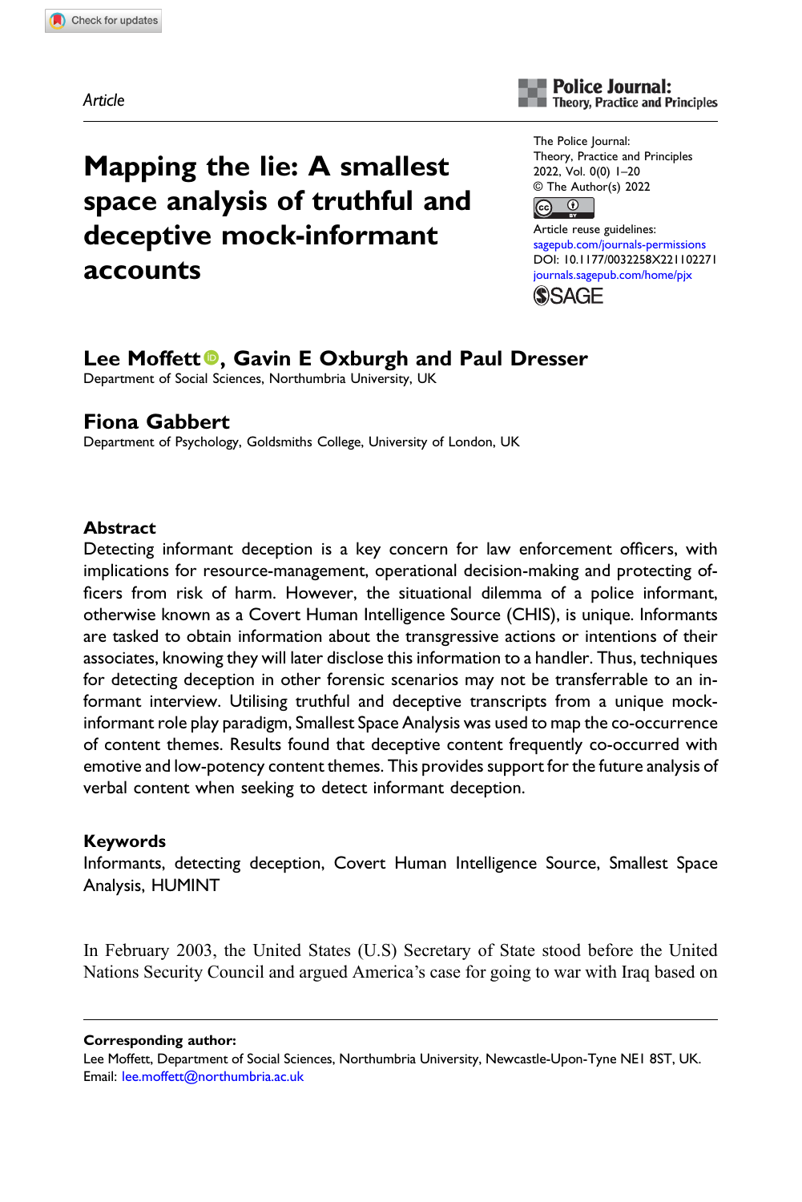Article

# Mapping the lie: A smallest space analysis of truthful and deceptive mock-informant accounts

The Police Journal: Theory, Practice and Principles
2022, Vol. 0(0) 1–20
© The Author(s) 2022
Article reuse guidelines: sagepub.com/journals-permissions
DOI: 10.1177/0032258X221102271
journals.sagepub.com/home/pjx

**Lee Moffett, Gavin E Oxburgh and Paul Dresser**
Department of Social Sciences, Northumbria University, UK

**Fiona Gabbert**
Department of Psychology, Goldsmiths College, University of London, UK

## Abstract

Detecting informant deception is a key concern for law enforcement officers, with implications for resource-management, operational decision-making and protecting officers from risk of harm. However, the situational dilemma of a police informant, otherwise known as a Covert Human Intelligence Source (CHIS), is unique. Informants are tasked to obtain information about the transgressive actions or intentions of their associates, knowing they will later disclose this information to a handler. Thus, techniques for detecting deception in other forensic scenarios may not be transferrable to an informant interview. Utilising truthful and deceptive transcripts from a unique mock-informant role play paradigm, Smallest Space Analysis was used to map the co-occurrence of content themes. Results found that deceptive content frequently co-occurred with emotive and low-potency content themes. This provides support for the future analysis of verbal content when seeking to detect informant deception.

## Keywords

Informants, detecting deception, Covert Human Intelligence Source, Smallest Space Analysis, HUMINT

In February 2003, the United States (U.S) Secretary of State stood before the United Nations Security Council and argued America's case for going to war with Iraq based on

**Corresponding author:**
Lee Moffett, Department of Social Sciences, Northumbria University, Newcastle-Upon-Tyne NE1 8ST, UK.
Email: lee.moffett@northumbria.ac.uk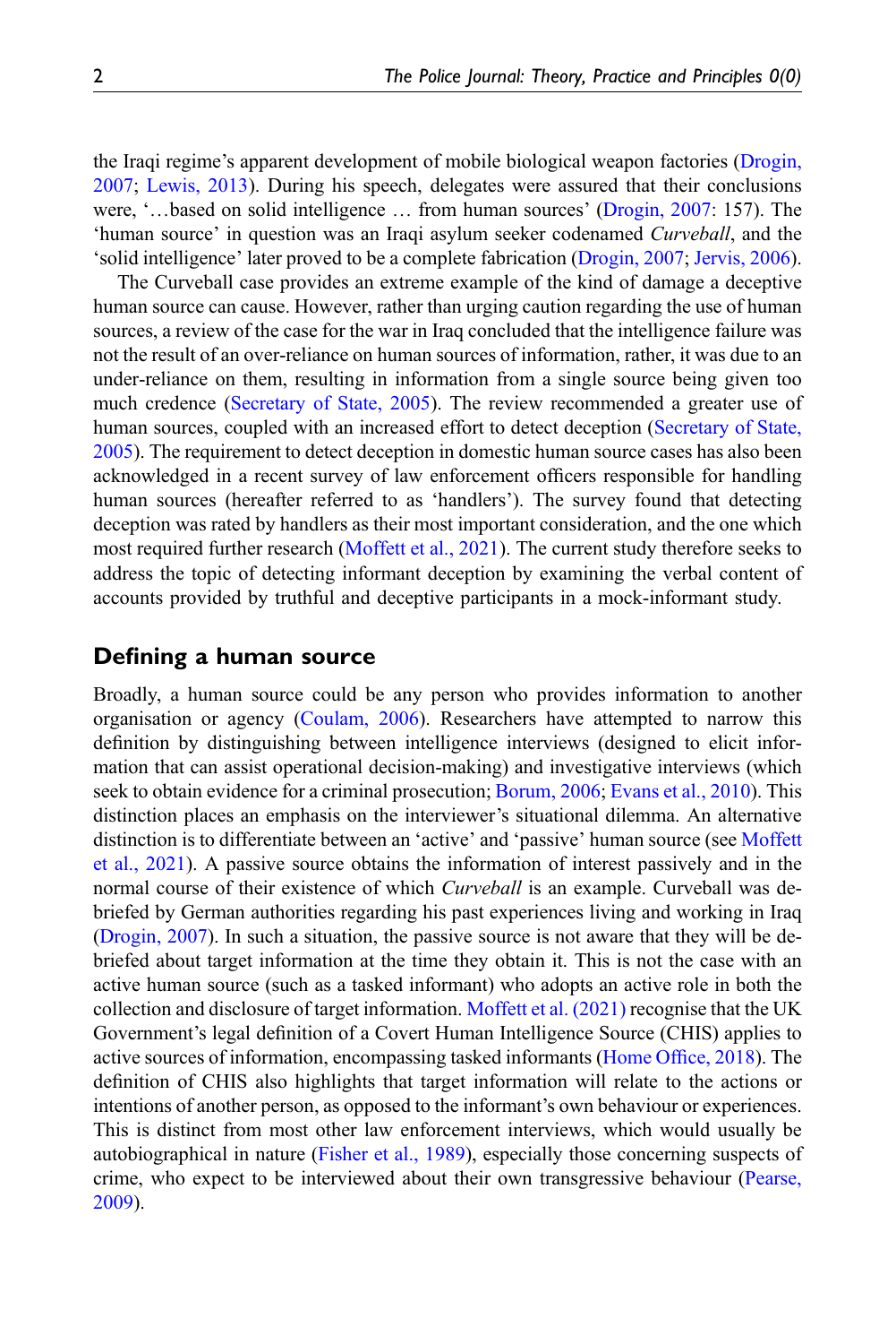the Iraqi regime's apparent development of mobile biological weapon factories (Drogin, 2007; Lewis, 2013). During his speech, delegates were assured that their conclusions were, '…based on solid intelligence … from human sources' (Drogin, 2007: 157). The 'human source' in question was an Iraqi asylum seeker codenamed *Curveball*, and the 'solid intelligence' later proved to be a complete fabrication (Drogin, 2007; Jervis, 2006).

The Curveball case provides an extreme example of the kind of damage a deceptive human source can cause. However, rather than urging caution regarding the use of human sources, a review of the case for the war in Iraq concluded that the intelligence failure was not the result of an over-reliance on human sources of information, rather, it was due to an under-reliance on them, resulting in information from a single source being given too much credence (Secretary of State, 2005). The review recommended a greater use of human sources, coupled with an increased effort to detect deception (Secretary of State, 2005). The requirement to detect deception in domestic human source cases has also been acknowledged in a recent survey of law enforcement officers responsible for handling human sources (hereafter referred to as 'handlers'). The survey found that detecting deception was rated by handlers as their most important consideration, and the one which most required further research (Moffett et al., 2021). The current study therefore seeks to address the topic of detecting informant deception by examining the verbal content of accounts provided by truthful and deceptive participants in a mock-informant study.

## Defining a human source

Broadly, a human source could be any person who provides information to another organisation or agency (Coulam, 2006). Researchers have attempted to narrow this definition by distinguishing between intelligence interviews (designed to elicit information that can assist operational decision-making) and investigative interviews (which seek to obtain evidence for a criminal prosecution; Borum, 2006; Evans et al., 2010). This distinction places an emphasis on the interviewer's situational dilemma. An alternative distinction is to differentiate between an 'active' and 'passive' human source (see Moffett et al., 2021). A passive source obtains the information of interest passively and in the normal course of their existence of which *Curveball* is an example. Curveball was debriefed by German authorities regarding his past experiences living and working in Iraq (Drogin, 2007). In such a situation, the passive source is not aware that they will be debriefed about target information at the time they obtain it. This is not the case with an active human source (such as a tasked informant) who adopts an active role in both the collection and disclosure of target information. Moffett et al. (2021) recognise that the UK Government's legal definition of a Covert Human Intelligence Source (CHIS) applies to active sources of information, encompassing tasked informants (Home Office, 2018). The definition of CHIS also highlights that target information will relate to the actions or intentions of another person, as opposed to the informant's own behaviour or experiences. This is distinct from most other law enforcement interviews, which would usually be autobiographical in nature (Fisher et al., 1989), especially those concerning suspects of crime, who expect to be interviewed about their own transgressive behaviour (Pearse, 2009).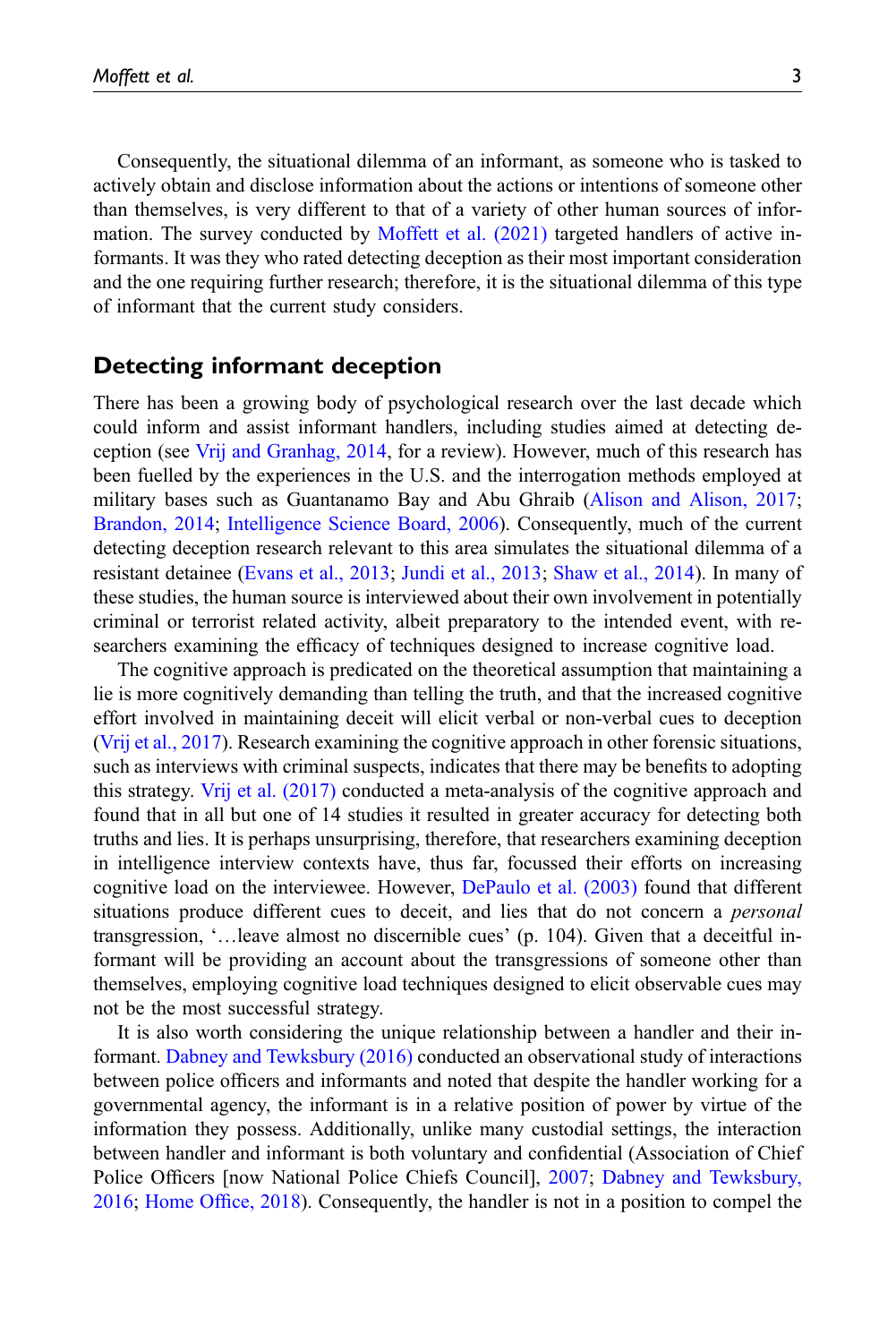Consequently, the situational dilemma of an informant, as someone who is tasked to actively obtain and disclose information about the actions or intentions of someone other than themselves, is very different to that of a variety of other human sources of information. The survey conducted by Moffett et al. (2021) targeted handlers of active informants. It was they who rated detecting deception as their most important consideration and the one requiring further research; therefore, it is the situational dilemma of this type of informant that the current study considers.

## Detecting informant deception

There has been a growing body of psychological research over the last decade which could inform and assist informant handlers, including studies aimed at detecting deception (see Vrij and Granhag, 2014, for a review). However, much of this research has been fuelled by the experiences in the U.S. and the interrogation methods employed at military bases such as Guantanamo Bay and Abu Ghraib (Alison and Alison, 2017; Brandon, 2014; Intelligence Science Board, 2006). Consequently, much of the current detecting deception research relevant to this area simulates the situational dilemma of a resistant detainee (Evans et al., 2013; Jundi et al., 2013; Shaw et al., 2014). In many of these studies, the human source is interviewed about their own involvement in potentially criminal or terrorist related activity, albeit preparatory to the intended event, with researchers examining the efficacy of techniques designed to increase cognitive load.

The cognitive approach is predicated on the theoretical assumption that maintaining a lie is more cognitively demanding than telling the truth, and that the increased cognitive effort involved in maintaining deceit will elicit verbal or non-verbal cues to deception (Vrij et al., 2017). Research examining the cognitive approach in other forensic situations, such as interviews with criminal suspects, indicates that there may be benefits to adopting this strategy. Vrij et al. (2017) conducted a meta-analysis of the cognitive approach and found that in all but one of 14 studies it resulted in greater accuracy for detecting both truths and lies. It is perhaps unsurprising, therefore, that researchers examining deception in intelligence interview contexts have, thus far, focussed their efforts on increasing cognitive load on the interviewee. However, DePaulo et al. (2003) found that different situations produce different cues to deceit, and lies that do not concern a *personal* transgression, '…leave almost no discernible cues' (p. 104). Given that a deceitful informant will be providing an account about the transgressions of someone other than themselves, employing cognitive load techniques designed to elicit observable cues may not be the most successful strategy.

It is also worth considering the unique relationship between a handler and their informant. Dabney and Tewksbury (2016) conducted an observational study of interactions between police officers and informants and noted that despite the handler working for a governmental agency, the informant is in a relative position of power by virtue of the information they possess. Additionally, unlike many custodial settings, the interaction between handler and informant is both voluntary and confidential (Association of Chief Police Officers [now National Police Chiefs Council], 2007; Dabney and Tewksbury, 2016; Home Office, 2018). Consequently, the handler is not in a position to compel the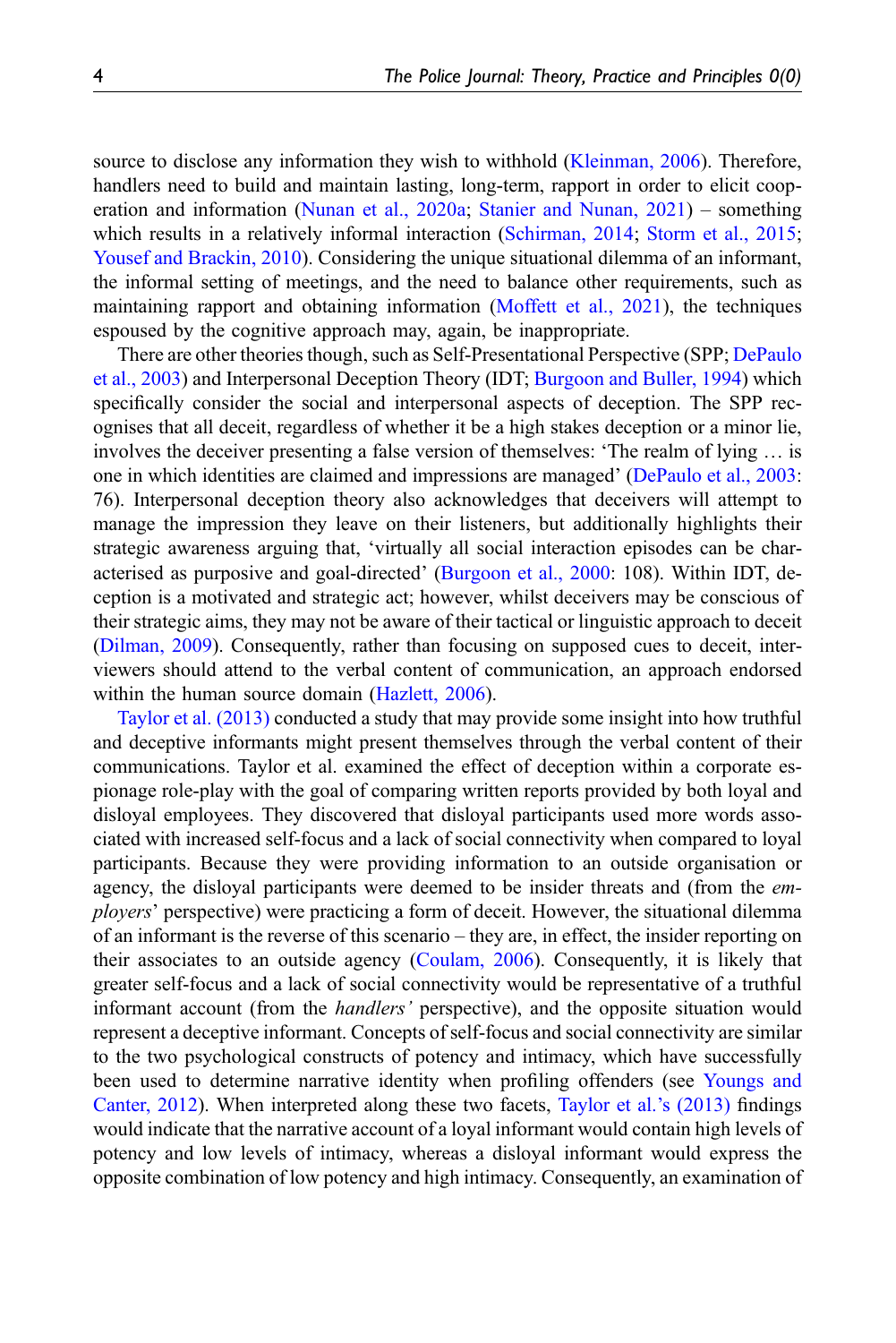source to disclose any information they wish to withhold (Kleinman, 2006). Therefore, handlers need to build and maintain lasting, long-term, rapport in order to elicit cooperation and information (Nunan et al., 2020a; Stanier and Nunan, 2021) – something which results in a relatively informal interaction (Schirman, 2014; Storm et al., 2015; Yousef and Brackin, 2010). Considering the unique situational dilemma of an informant, the informal setting of meetings, and the need to balance other requirements, such as maintaining rapport and obtaining information (Moffett et al., 2021), the techniques espoused by the cognitive approach may, again, be inappropriate.

There are other theories though, such as Self-Presentational Perspective (SPP; DePaulo et al., 2003) and Interpersonal Deception Theory (IDT; Burgoon and Buller, 1994) which specifically consider the social and interpersonal aspects of deception. The SPP recognises that all deceit, regardless of whether it be a high stakes deception or a minor lie, involves the deceiver presenting a false version of themselves: 'The realm of lying … is one in which identities are claimed and impressions are managed' (DePaulo et al., 2003: 76). Interpersonal deception theory also acknowledges that deceivers will attempt to manage the impression they leave on their listeners, but additionally highlights their strategic awareness arguing that, 'virtually all social interaction episodes can be characterised as purposive and goal-directed' (Burgoon et al., 2000: 108). Within IDT, deception is a motivated and strategic act; however, whilst deceivers may be conscious of their strategic aims, they may not be aware of their tactical or linguistic approach to deceit (Dilman, 2009). Consequently, rather than focusing on supposed cues to deceit, interviewers should attend to the verbal content of communication, an approach endorsed within the human source domain (Hazlett, 2006).

Taylor et al. (2013) conducted a study that may provide some insight into how truthful and deceptive informants might present themselves through the verbal content of their communications. Taylor et al. examined the effect of deception within a corporate espionage role-play with the goal of comparing written reports provided by both loyal and disloyal employees. They discovered that disloyal participants used more words associated with increased self-focus and a lack of social connectivity when compared to loyal participants. Because they were providing information to an outside organisation or agency, the disloyal participants were deemed to be insider threats and (from the *employers*' perspective) were practicing a form of deceit. However, the situational dilemma of an informant is the reverse of this scenario – they are, in effect, the insider reporting on their associates to an outside agency (Coulam, 2006). Consequently, it is likely that greater self-focus and a lack of social connectivity would be representative of a truthful informant account (from the *handlers'* perspective), and the opposite situation would represent a deceptive informant. Concepts of self-focus and social connectivity are similar to the two psychological constructs of potency and intimacy, which have successfully been used to determine narrative identity when profiling offenders (see Youngs and Canter, 2012). When interpreted along these two facets, Taylor et al.'s (2013) findings would indicate that the narrative account of a loyal informant would contain high levels of potency and low levels of intimacy, whereas a disloyal informant would express the opposite combination of low potency and high intimacy. Consequently, an examination of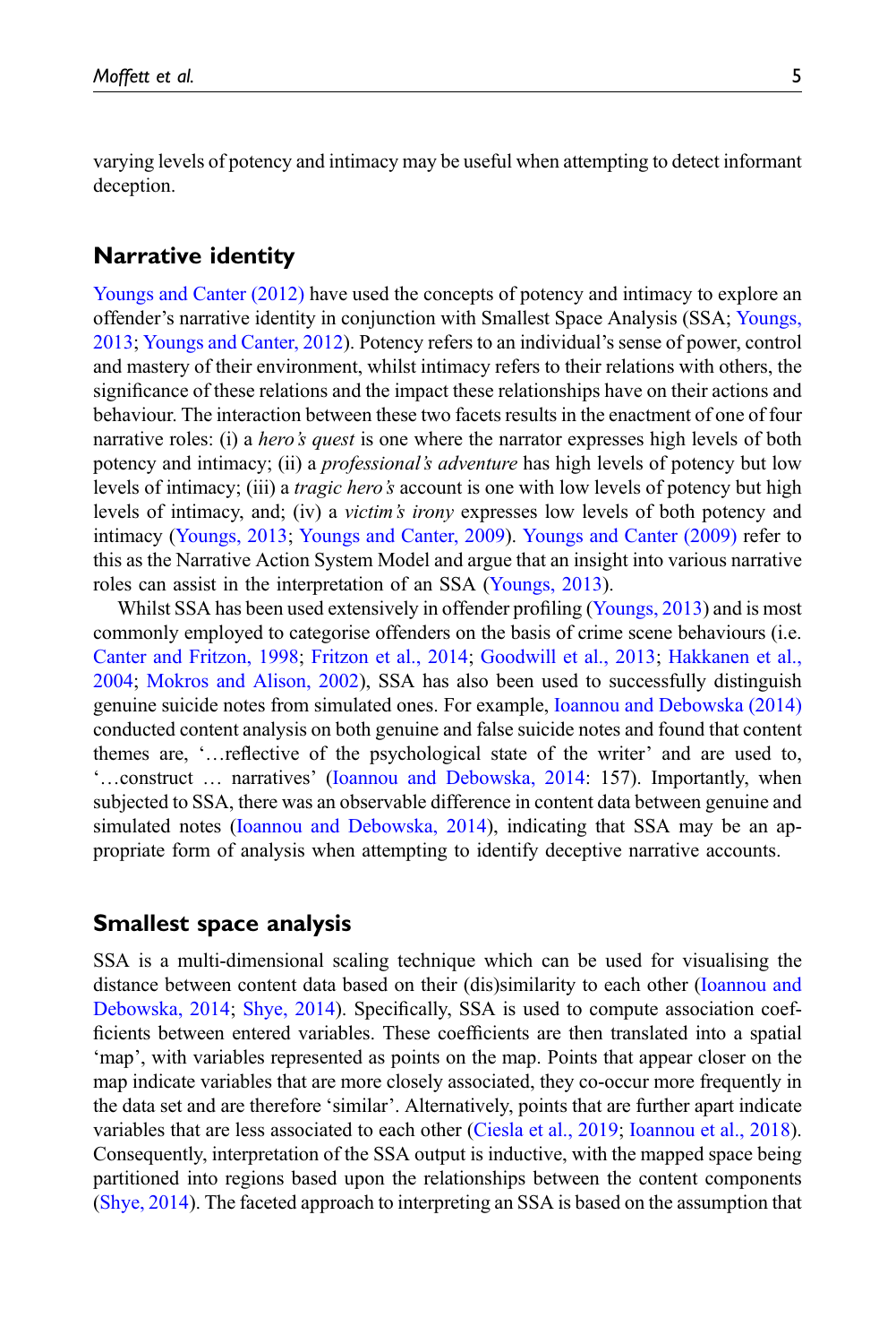varying levels of potency and intimacy may be useful when attempting to detect informant deception.

## Narrative identity

Youngs and Canter (2012) have used the concepts of potency and intimacy to explore an offender's narrative identity in conjunction with Smallest Space Analysis (SSA; Youngs, 2013; Youngs and Canter, 2012). Potency refers to an individual's sense of power, control and mastery of their environment, whilst intimacy refers to their relations with others, the significance of these relations and the impact these relationships have on their actions and behaviour. The interaction between these two facets results in the enactment of one of four narrative roles: (i) a *hero's quest* is one where the narrator expresses high levels of both potency and intimacy; (ii) a *professional's adventure* has high levels of potency but low levels of intimacy; (iii) a *tragic hero's* account is one with low levels of potency but high levels of intimacy, and; (iv) a *victim's irony* expresses low levels of both potency and intimacy (Youngs, 2013; Youngs and Canter, 2009). Youngs and Canter (2009) refer to this as the Narrative Action System Model and argue that an insight into various narrative roles can assist in the interpretation of an SSA (Youngs, 2013).

Whilst SSA has been used extensively in offender profiling (Youngs, 2013) and is most commonly employed to categorise offenders on the basis of crime scene behaviours (i.e. Canter and Fritzon, 1998; Fritzon et al., 2014; Goodwill et al., 2013; Hakkanen et al., 2004; Mokros and Alison, 2002), SSA has also been used to successfully distinguish genuine suicide notes from simulated ones. For example, Ioannou and Debowska (2014) conducted content analysis on both genuine and false suicide notes and found that content themes are, '…reflective of the psychological state of the writer' and are used to, '…construct … narratives' (Ioannou and Debowska, 2014: 157). Importantly, when subjected to SSA, there was an observable difference in content data between genuine and simulated notes (Ioannou and Debowska, 2014), indicating that SSA may be an appropriate form of analysis when attempting to identify deceptive narrative accounts.

## Smallest space analysis

SSA is a multi-dimensional scaling technique which can be used for visualising the distance between content data based on their (dis)similarity to each other (Ioannou and Debowska, 2014; Shye, 2014). Specifically, SSA is used to compute association coefficients between entered variables. These coefficients are then translated into a spatial 'map', with variables represented as points on the map. Points that appear closer on the map indicate variables that are more closely associated, they co-occur more frequently in the data set and are therefore 'similar'. Alternatively, points that are further apart indicate variables that are less associated to each other (Ciesla et al., 2019; Ioannou et al., 2018). Consequently, interpretation of the SSA output is inductive, with the mapped space being partitioned into regions based upon the relationships between the content components (Shye, 2014). The faceted approach to interpreting an SSA is based on the assumption that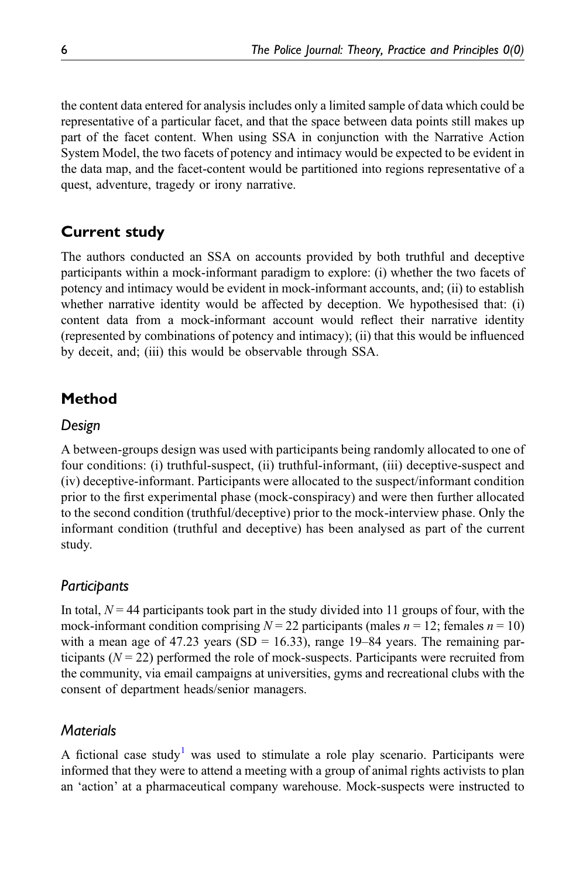the content data entered for analysis includes only a limited sample of data which could be representative of a particular facet, and that the space between data points still makes up part of the facet content. When using SSA in conjunction with the Narrative Action System Model, the two facets of potency and intimacy would be expected to be evident in the data map, and the facet-content would be partitioned into regions representative of a quest, adventure, tragedy or irony narrative.

## Current study

The authors conducted an SSA on accounts provided by both truthful and deceptive participants within a mock-informant paradigm to explore: (i) whether the two facets of potency and intimacy would be evident in mock-informant accounts, and; (ii) to establish whether narrative identity would be affected by deception. We hypothesised that: (i) content data from a mock-informant account would reflect their narrative identity (represented by combinations of potency and intimacy); (ii) that this would be influenced by deceit, and; (iii) this would be observable through SSA.

## Method

### Design

A between-groups design was used with participants being randomly allocated to one of four conditions: (i) truthful-suspect, (ii) truthful-informant, (iii) deceptive-suspect and (iv) deceptive-informant. Participants were allocated to the suspect/informant condition prior to the first experimental phase (mock-conspiracy) and were then further allocated to the second condition (truthful/deceptive) prior to the mock-interview phase. Only the informant condition (truthful and deceptive) has been analysed as part of the current study.

### Participants

In total, $N = 44$ participants took part in the study divided into 11 groups of four, with the mock-informant condition comprising $N = 22$ participants (males $n = 12$; females $n = 10$) with a mean age of 47.23 years (SD = 16.33), range 19–84 years. The remaining participants ($N = 22$) performed the role of mock-suspects. Participants were recruited from the community, via email campaigns at universities, gyms and recreational clubs with the consent of department heads/senior managers.

### Materials

A fictional case study[1] was used to stimulate a role play scenario. Participants were informed that they were to attend a meeting with a group of animal rights activists to plan an 'action' at a pharmaceutical company warehouse. Mock-suspects were instructed to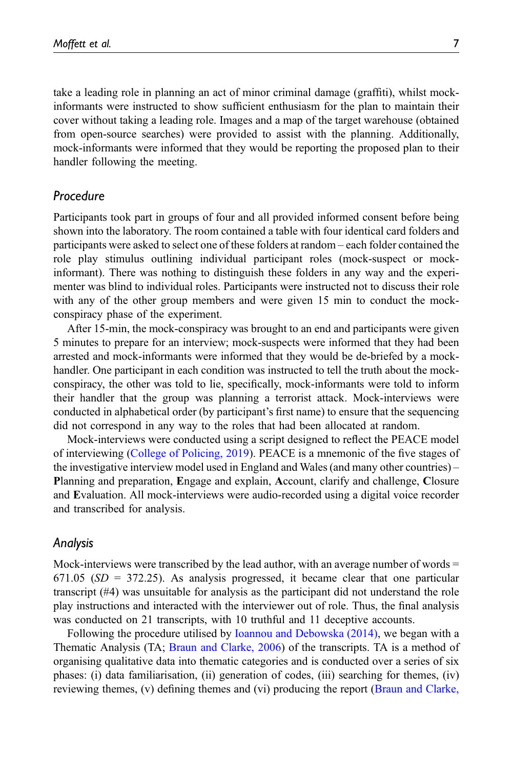take a leading role in planning an act of minor criminal damage (graffiti), whilst mock-informants were instructed to show sufficient enthusiasm for the plan to maintain their cover without taking a leading role. Images and a map of the target warehouse (obtained from open-source searches) were provided to assist with the planning. Additionally, mock-informants were informed that they would be reporting the proposed plan to their handler following the meeting.

### Procedure

Participants took part in groups of four and all provided informed consent before being shown into the laboratory. The room contained a table with four identical card folders and participants were asked to select one of these folders at random – each folder contained the role play stimulus outlining individual participant roles (mock-suspect or mock-informant). There was nothing to distinguish these folders in any way and the experimenter was blind to individual roles. Participants were instructed not to discuss their role with any of the other group members and were given 15 min to conduct the mock-conspiracy phase of the experiment.

After 15-min, the mock-conspiracy was brought to an end and participants were given 5 minutes to prepare for an interview; mock-suspects were informed that they had been arrested and mock-informants were informed that they would be de-briefed by a mock-handler. One participant in each condition was instructed to tell the truth about the mock-conspiracy, the other was told to lie, specifically, mock-informants were told to inform their handler that the group was planning a terrorist attack. Mock-interviews were conducted in alphabetical order (by participant's first name) to ensure that the sequencing did not correspond in any way to the roles that had been allocated at random.

Mock-interviews were conducted using a script designed to reflect the PEACE model of interviewing (College of Policing, 2019). PEACE is a mnemonic of the five stages of the investigative interview model used in England and Wales (and many other countries) – **P**lanning and preparation, **E**ngage and explain, **A**ccount, clarify and challenge, **C**losure and **E**valuation. All mock-interviews were audio-recorded using a digital voice recorder and transcribed for analysis.

### Analysis

Mock-interviews were transcribed by the lead author, with an average number of words = 671.05 (*SD* = 372.25). As analysis progressed, it became clear that one particular transcript (#4) was unsuitable for analysis as the participant did not understand the role play instructions and interacted with the interviewer out of role. Thus, the final analysis was conducted on 21 transcripts, with 10 truthful and 11 deceptive accounts.

Following the procedure utilised by Ioannou and Debowska (2014), we began with a Thematic Analysis (TA; Braun and Clarke, 2006) of the transcripts. TA is a method of organising qualitative data into thematic categories and is conducted over a series of six phases: (i) data familiarisation, (ii) generation of codes, (iii) searching for themes, (iv) reviewing themes, (v) defining themes and (vi) producing the report (Braun and Clarke,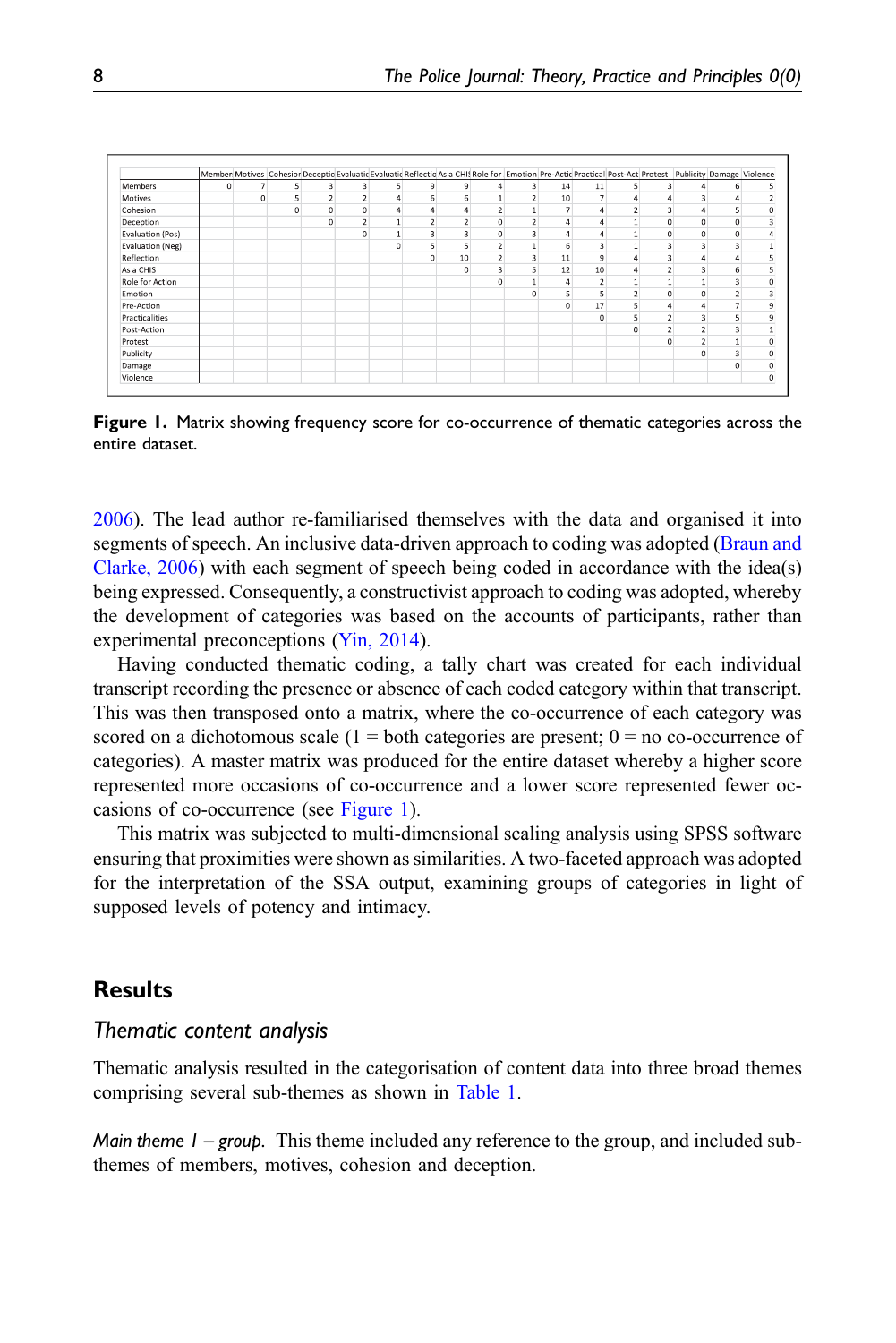| | Member | Motives | Cohesior | Deceptio | Evaluatic | Evaluatic | Reflectic | As a CHIS | Role for | Emotion | Pre-Actic | Practical | Post-Act | Protest | Publicity | Damage | Violence |
|---|---|---|---|---|---|---|---|---|---|---|---|---|---|---|---|---|---|
| Members | 0 | 7 | 5 | 3 | 3 | 5 | 9 | 9 | 4 | 3 | 14 | 11 | 5 | 3 | 4 | 6 | 5 |
| Motives | | 0 | 5 | 2 | 2 | 4 | 6 | 6 | 1 | 2 | 10 | 7 | 4 | 4 | 3 | 4 | 2 |
| Cohesion | | | 0 | 0 | 0 | 4 | 4 | 4 | 2 | 1 | 7 | 4 | 2 | 3 | 4 | 5 | 0 |
| Deception | | | | 0 | 2 | 1 | 2 | 2 | 0 | 2 | 4 | 4 | 1 | 0 | 0 | 0 | 3 |
| Evaluation (Pos) | | | | | 0 | 1 | 3 | 3 | 0 | 3 | 4 | 4 | 1 | 0 | 0 | 0 | 4 |
| Evaluation (Neg) | | | | | | 0 | 5 | 5 | 2 | 1 | 6 | 3 | 1 | 3 | 3 | 3 | 1 |
| Reflection | | | | | | | 0 | 10 | 2 | 3 | 11 | 9 | 4 | 3 | 4 | 4 | 5 |
| As a CHIS | | | | | | | | 0 | 3 | 5 | 12 | 10 | 4 | 2 | 3 | 6 | 5 |
| Role for Action | | | | | | | | | 0 | 1 | 4 | 2 | 1 | 1 | 1 | 3 | 0 |
| Emotion | | | | | | | | | | 0 | 5 | 5 | 2 | 0 | 0 | 2 | 3 |
| Pre-Action | | | | | | | | | | | 0 | 17 | 5 | 4 | 4 | 7 | 9 |
| Practicalities | | | | | | | | | | | | 0 | 5 | 2 | 3 | 5 | 9 |
| Post-Action | | | | | | | | | | | | | 0 | 2 | 2 | 3 | 1 |
| Protest | | | | | | | | | | | | | | 0 | 2 | 1 | 0 |
| Publicity | | | | | | | | | | | | | | | 0 | 3 | 0 |
| Damage | | | | | | | | | | | | | | | | 0 | 0 |
| Violence | | | | | | | | | | | | | | | | | 0 |

**Figure 1.** Matrix showing frequency score for co-occurrence of thematic categories across the entire dataset.

2006). The lead author re-familiarised themselves with the data and organised it into segments of speech. An inclusive data-driven approach to coding was adopted (Braun and Clarke, 2006) with each segment of speech being coded in accordance with the idea(s) being expressed. Consequently, a constructivist approach to coding was adopted, whereby the development of categories was based on the accounts of participants, rather than experimental preconceptions (Yin, 2014).

Having conducted thematic coding, a tally chart was created for each individual transcript recording the presence or absence of each coded category within that transcript. This was then transposed onto a matrix, where the co-occurrence of each category was scored on a dichotomous scale (1 = both categories are present; 0 = no co-occurrence of categories). A master matrix was produced for the entire dataset whereby a higher score represented more occasions of co-occurrence and a lower score represented fewer occasions of co-occurrence (see Figure 1).

This matrix was subjected to multi-dimensional scaling analysis using SPSS software ensuring that proximities were shown as similarities. A two-faceted approach was adopted for the interpretation of the SSA output, examining groups of categories in light of supposed levels of potency and intimacy.

## Results

### *Thematic content analysis*

Thematic analysis resulted in the categorisation of content data into three broad themes comprising several sub-themes as shown in Table 1.

*Main theme 1 – group.* This theme included any reference to the group, and included sub-themes of members, motives, cohesion and deception.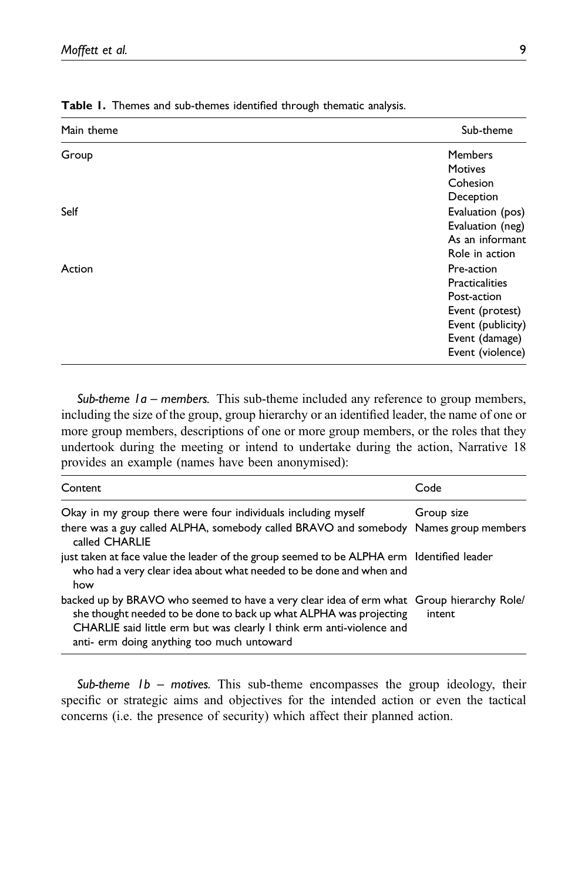**Table 1.** Themes and sub-themes identified through thematic analysis.

| Main theme | Sub-theme |
|---|---|
| Group | Members |
| | Motives |
| | Cohesion |
| | Deception |
| Self | Evaluation (pos) |
| | Evaluation (neg) |
| | As an informant |
| | Role in action |
| Action | Pre-action |
| | Practicalities |
| | Post-action |
| | Event (protest) |
| | Event (publicity) |
| | Event (damage) |
| | Event (violence) |

*Sub-theme 1a – members.* This sub-theme included any reference to group members, including the size of the group, group hierarchy or an identified leader, the name of one or more group members, descriptions of one or more group members, or the roles that they undertook during the meeting or intend to undertake during the action, Narrative 18 provides an example (names have been anonymised):

| Content | Code |
|---|---|
| Okay in my group there were four individuals including myself | Group size |
| there was a guy called ALPHA, somebody called BRAVO and somebody called CHARLIE | Names group members |
| just taken at face value the leader of the group seemed to be ALPHA erm who had a very clear idea about what needed to be done and when and how | Identified leader |
| backed up by BRAVO who seemed to have a very clear idea of erm what she thought needed to be done to back up what ALPHA was projecting CHARLIE said little erm but was clearly I think erm anti-violence and anti- erm doing anything too much untoward | Group hierarchy Role/ intent |

*Sub-theme 1b – motives.* This sub-theme encompasses the group ideology, their specific or strategic aims and objectives for the intended action or even the tactical concerns (i.e. the presence of security) which affect their planned action.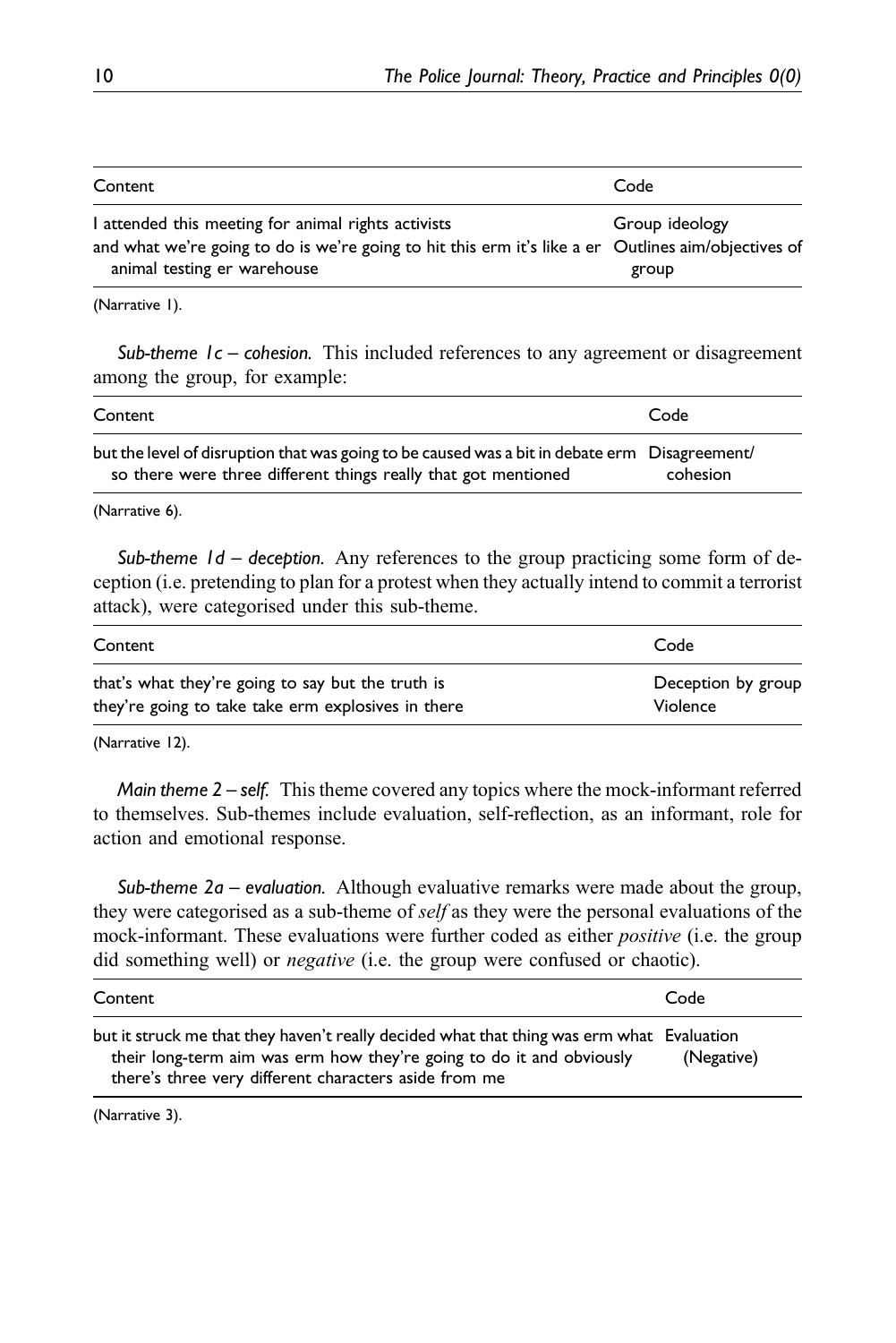| Content | Code |
| --- | --- |
| I attended this meeting for animal rights activists | Group ideology |
| and what we're going to do is we're going to hit this erm it's like a er animal testing er warehouse | Outlines aim/objectives of group |

(Narrative 1).

*Sub-theme 1c – cohesion.* This included references to any agreement or disagreement among the group, for example:

| Content | Code |
| --- | --- |
| but the level of disruption that was going to be caused was a bit in debate erm so there were three different things really that got mentioned | Disagreement/ cohesion |

(Narrative 6).

*Sub-theme 1d – deception.* Any references to the group practicing some form of deception (i.e. pretending to plan for a protest when they actually intend to commit a terrorist attack), were categorised under this sub-theme.

| Content | Code |
| --- | --- |
| that's what they're going to say but the truth is | Deception by group |
| they're going to take take erm explosives in there | Violence |

(Narrative 12).

*Main theme 2 – self.* This theme covered any topics where the mock-informant referred to themselves. Sub-themes include evaluation, self-reflection, as an informant, role for action and emotional response.

*Sub-theme 2a – evaluation.* Although evaluative remarks were made about the group, they were categorised as a sub-theme of *self* as they were the personal evaluations of the mock-informant. These evaluations were further coded as either *positive* (i.e. the group did something well) or *negative* (i.e. the group were confused or chaotic).

| Content | Code |
| --- | --- |
| but it struck me that they haven't really decided what that thing was erm what their long-term aim was erm how they're going to do it and obviously there's three very different characters aside from me | Evaluation (Negative) |

(Narrative 3).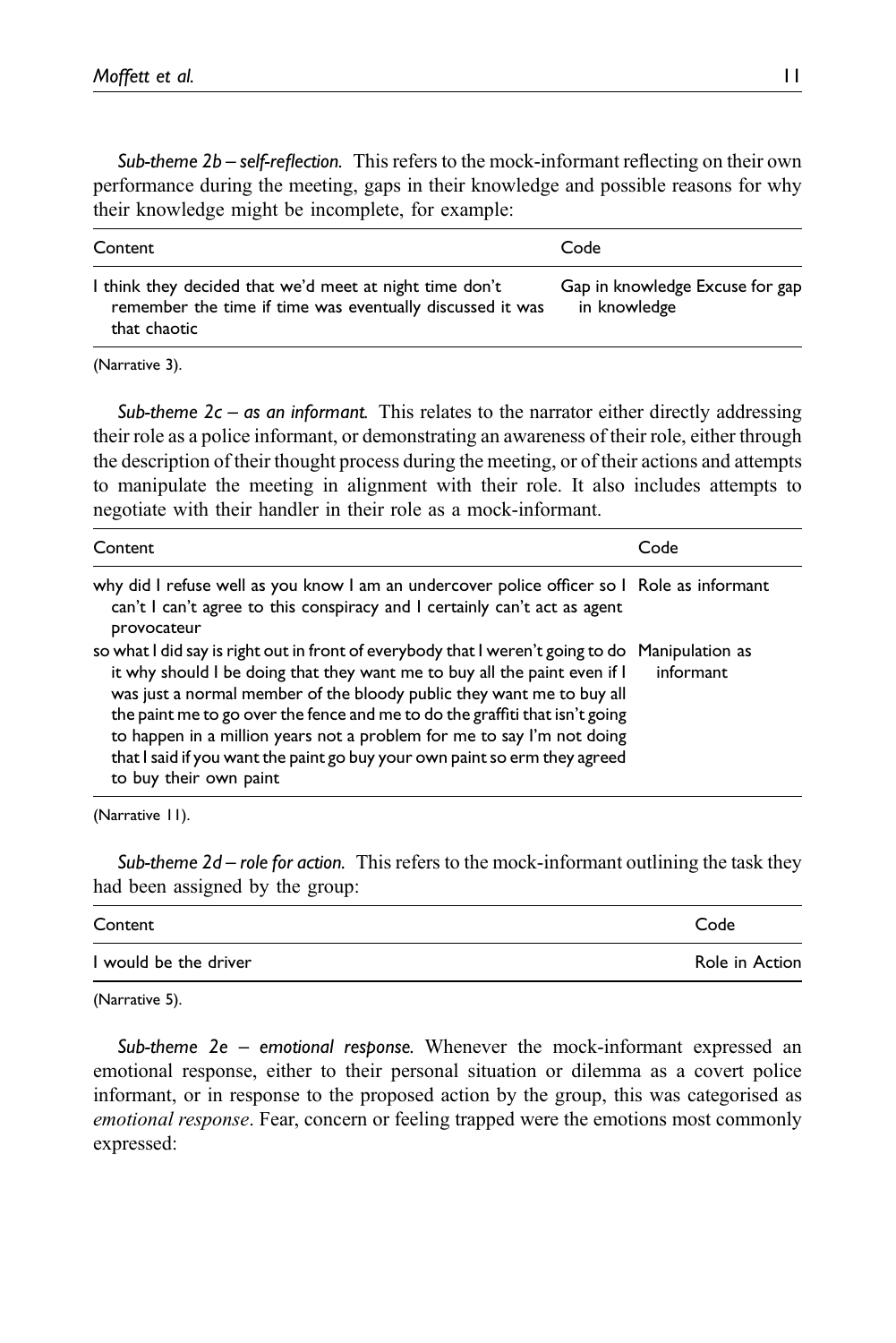*Sub-theme 2b – self-reflection.* This refers to the mock-informant reflecting on their own performance during the meeting, gaps in their knowledge and possible reasons for why their knowledge might be incomplete, for example:

| Content | Code |
|---|---|
| I think they decided that we'd meet at night time don't remember the time if time was eventually discussed it was that chaotic | Gap in knowledge Excuse for gap in knowledge |

(Narrative 3).

*Sub-theme 2c – as an informant.* This relates to the narrator either directly addressing their role as a police informant, or demonstrating an awareness of their role, either through the description of their thought process during the meeting, or of their actions and attempts to manipulate the meeting in alignment with their role. It also includes attempts to negotiate with their handler in their role as a mock-informant.

| Content | Code |
|---|---|
| why did I refuse well as you know I am an undercover police officer so I can't I can't agree to this conspiracy and I certainly can't act as agent provocateur | Role as informant |
| so what I did say is right out in front of everybody that I weren't going to do it why should I be doing that they want me to buy all the paint even if I was just a normal member of the bloody public they want me to buy all the paint me to go over the fence and me to do the graffiti that isn't going to happen in a million years not a problem for me to say I'm not doing that I said if you want the paint go buy your own paint so erm they agreed to buy their own paint | Manipulation as informant |

(Narrative 11).

*Sub-theme 2d – role for action.* This refers to the mock-informant outlining the task they had been assigned by the group:

| Content | Code |
|---|---|
| I would be the driver | Role in Action |

(Narrative 5).

*Sub-theme 2e – emotional response.* Whenever the mock-informant expressed an emotional response, either to their personal situation or dilemma as a covert police informant, or in response to the proposed action by the group, this was categorised as *emotional response*. Fear, concern or feeling trapped were the emotions most commonly expressed: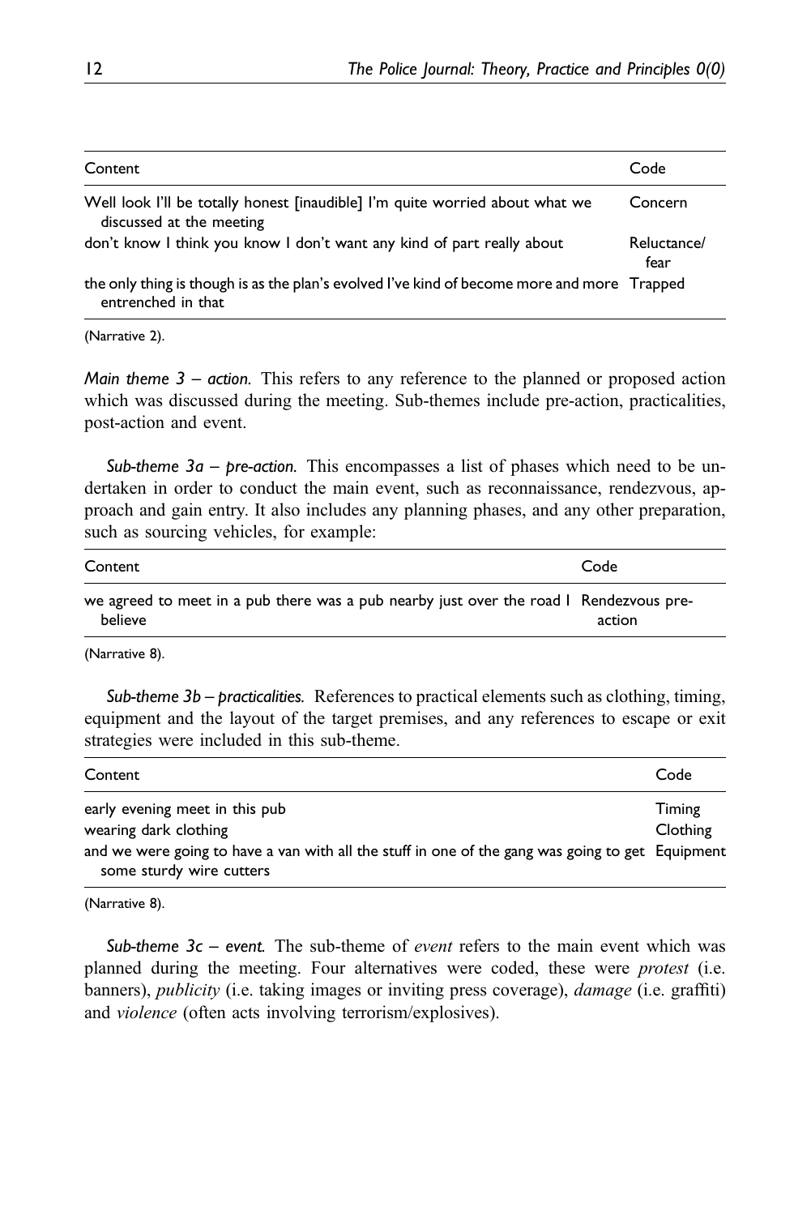| Content | Code |
|---|---|
| Well look I'll be totally honest [inaudible] I'm quite worried about what we discussed at the meeting | Concern |
| don't know I think you know I don't want any kind of part really about | Reluctance/ fear |
| the only thing is though is as the plan's evolved I've kind of become more and more entrenched in that | Trapped |

(Narrative 2).

*Main theme 3 – action.* This refers to any reference to the planned or proposed action which was discussed during the meeting. Sub-themes include pre-action, practicalities, post-action and event.

*Sub-theme 3a – pre-action.* This encompasses a list of phases which need to be undertaken in order to conduct the main event, such as reconnaissance, rendezvous, approach and gain entry. It also includes any planning phases, and any other preparation, such as sourcing vehicles, for example:

| Content | Code |
|---|---|
| we agreed to meet in a pub there was a pub nearby just over the road I believe | Rendezvous pre-action |

(Narrative 8).

*Sub-theme 3b – practicalities.* References to practical elements such as clothing, timing, equipment and the layout of the target premises, and any references to escape or exit strategies were included in this sub-theme.

| Content | Code |
|---|---|
| early evening meet in this pub | Timing |
| wearing dark clothing | Clothing |
| and we were going to have a van with all the stuff in one of the gang was going to get some sturdy wire cutters | Equipment |

(Narrative 8).

*Sub-theme 3c – event.* The sub-theme of *event* refers to the main event which was planned during the meeting. Four alternatives were coded, these were *protest* (i.e. banners), *publicity* (i.e. taking images or inviting press coverage), *damage* (i.e. graffiti) and *violence* (often acts involving terrorism/explosives).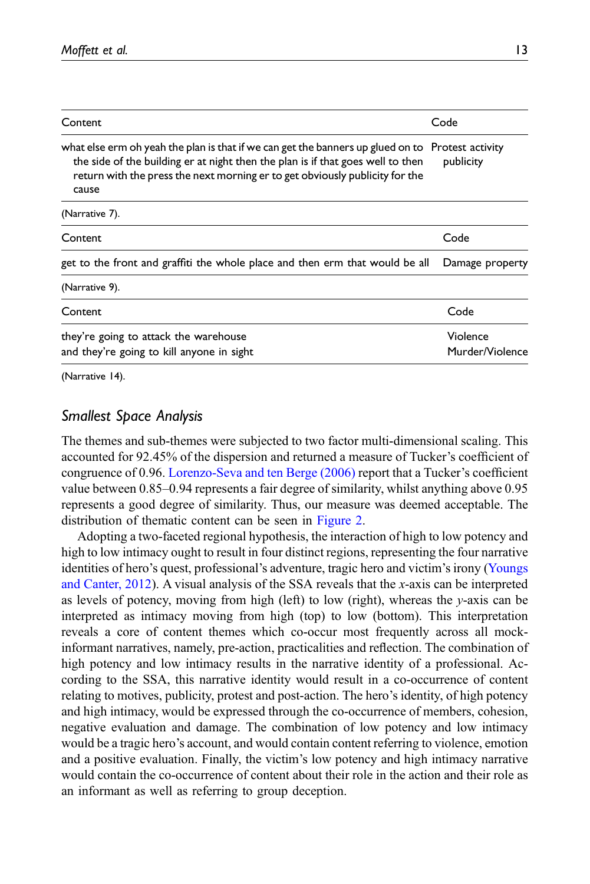| Content | Code |
|---|---|
| what else erm oh yeah the plan is that if we can get the banners up glued on to the side of the building er at night then the plan is if that goes well to then return with the press the next morning er to get obviously publicity for the cause | Protest activity publicity |

(Narrative 7).

| Content | Code |
|---|---|
| get to the front and graffiti the whole place and then erm that would be all | Damage property |

(Narrative 9).

| Content | Code |
|---|---|
| they're going to attack the warehouse<br>and they're going to kill anyone in sight | Violence<br>Murder/Violence |

(Narrative 14).

## *Smallest Space Analysis*

The themes and sub-themes were subjected to two factor multi-dimensional scaling. This accounted for 92.45% of the dispersion and returned a measure of Tucker's coefficient of congruence of 0.96. Lorenzo-Seva and ten Berge (2006) report that a Tucker's coefficient value between 0.85–0.94 represents a fair degree of similarity, whilst anything above 0.95 represents a good degree of similarity. Thus, our measure was deemed acceptable. The distribution of thematic content can be seen in Figure 2.

Adopting a two-faceted regional hypothesis, the interaction of high to low potency and high to low intimacy ought to result in four distinct regions, representing the four narrative identities of hero's quest, professional's adventure, tragic hero and victim's irony (Youngs and Canter, 2012). A visual analysis of the SSA reveals that the *x*-axis can be interpreted as levels of potency, moving from high (left) to low (right), whereas the *y*-axis can be interpreted as intimacy moving from high (top) to low (bottom). This interpretation reveals a core of content themes which co-occur most frequently across all mock-informant narratives, namely, pre-action, practicalities and reflection. The combination of high potency and low intimacy results in the narrative identity of a professional. According to the SSA, this narrative identity would result in a co-occurrence of content relating to motives, publicity, protest and post-action. The hero's identity, of high potency and high intimacy, would be expressed through the co-occurrence of members, cohesion, negative evaluation and damage. The combination of low potency and low intimacy would be a tragic hero's account, and would contain content referring to violence, emotion and a positive evaluation. Finally, the victim's low potency and high intimacy narrative would contain the co-occurrence of content about their role in the action and their role as an informant as well as referring to group deception.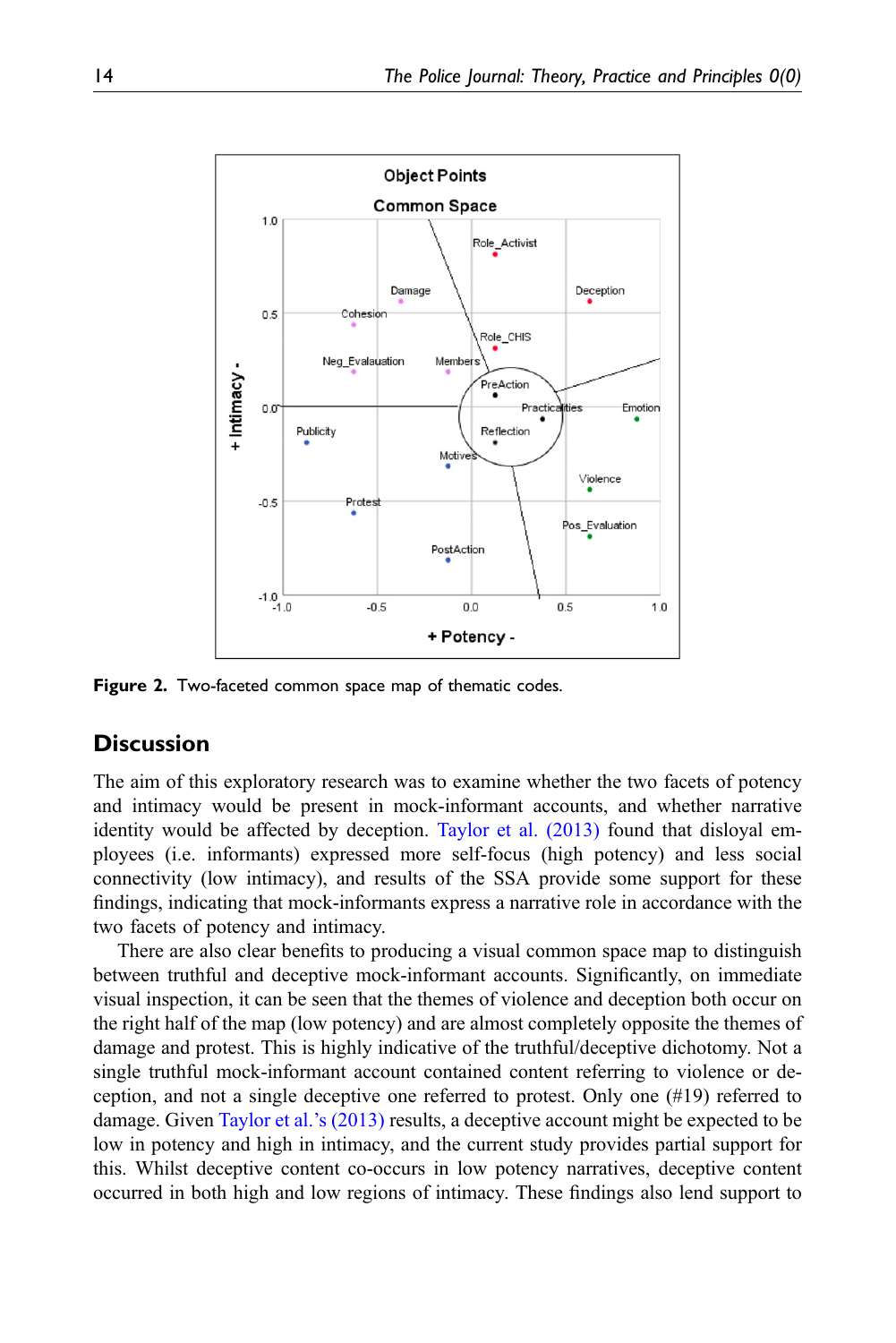Figure 2. Two-faceted common space map of thematic codes.

## Discussion

The aim of this exploratory research was to examine whether the two facets of potency and intimacy would be present in mock-informant accounts, and whether narrative identity would be affected by deception. Taylor et al. (2013) found that disloyal employees (i.e. informants) expressed more self-focus (high potency) and less social connectivity (low intimacy), and results of the SSA provide some support for these findings, indicating that mock-informants express a narrative role in accordance with the two facets of potency and intimacy.

There are also clear benefits to producing a visual common space map to distinguish between truthful and deceptive mock-informant accounts. Significantly, on immediate visual inspection, it can be seen that the themes of violence and deception both occur on the right half of the map (low potency) and are almost completely opposite the themes of damage and protest. This is highly indicative of the truthful/deceptive dichotomy. Not a single truthful mock-informant account contained content referring to violence or deception, and not a single deceptive one referred to protest. Only one (#19) referred to damage. Given Taylor et al.'s (2013) results, a deceptive account might be expected to be low in potency and high in intimacy, and the current study provides partial support for this. Whilst deceptive content co-occurs in low potency narratives, deceptive content occurred in both high and low regions of intimacy. These findings also lend support to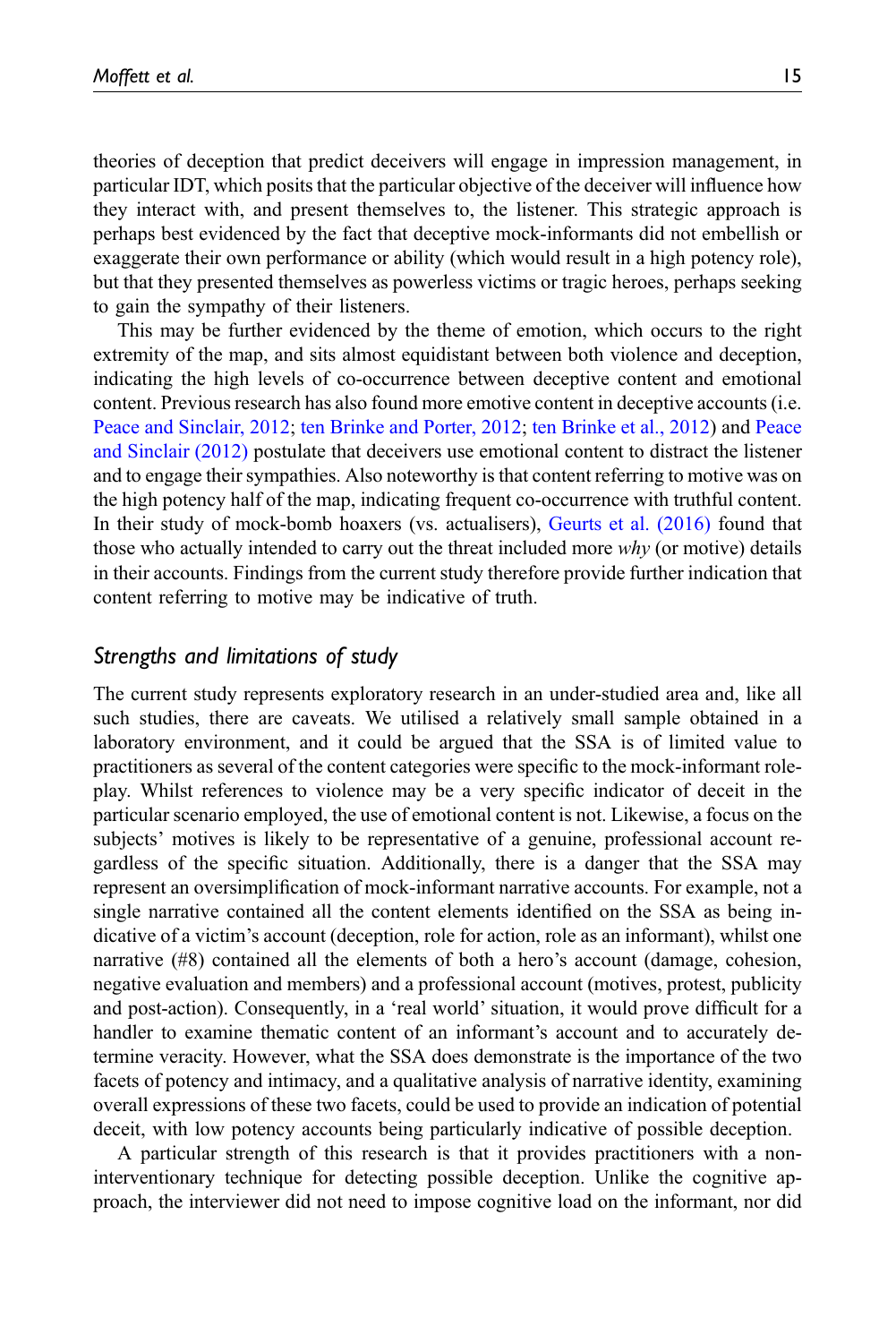theories of deception that predict deceivers will engage in impression management, in particular IDT, which posits that the particular objective of the deceiver will influence how they interact with, and present themselves to, the listener. This strategic approach is perhaps best evidenced by the fact that deceptive mock-informants did not embellish or exaggerate their own performance or ability (which would result in a high potency role), but that they presented themselves as powerless victims or tragic heroes, perhaps seeking to gain the sympathy of their listeners.

This may be further evidenced by the theme of emotion, which occurs to the right extremity of the map, and sits almost equidistant between both violence and deception, indicating the high levels of co-occurrence between deceptive content and emotional content. Previous research has also found more emotive content in deceptive accounts (i.e. Peace and Sinclair, 2012; ten Brinke and Porter, 2012; ten Brinke et al., 2012) and Peace and Sinclair (2012) postulate that deceivers use emotional content to distract the listener and to engage their sympathies. Also noteworthy is that content referring to motive was on the high potency half of the map, indicating frequent co-occurrence with truthful content. In their study of mock-bomb hoaxers (vs. actualisers), Geurts et al. (2016) found that those who actually intended to carry out the threat included more *why* (or motive) details in their accounts. Findings from the current study therefore provide further indication that content referring to motive may be indicative of truth.

### *Strengths and limitations of study*

The current study represents exploratory research in an under-studied area and, like all such studies, there are caveats. We utilised a relatively small sample obtained in a laboratory environment, and it could be argued that the SSA is of limited value to practitioners as several of the content categories were specific to the mock-informant role-play. Whilst references to violence may be a very specific indicator of deceit in the particular scenario employed, the use of emotional content is not. Likewise, a focus on the subjects' motives is likely to be representative of a genuine, professional account regardless of the specific situation. Additionally, there is a danger that the SSA may represent an oversimplification of mock-informant narrative accounts. For example, not a single narrative contained all the content elements identified on the SSA as being indicative of a victim's account (deception, role for action, role as an informant), whilst one narrative (#8) contained all the elements of both a hero's account (damage, cohesion, negative evaluation and members) and a professional account (motives, protest, publicity and post-action). Consequently, in a 'real world' situation, it would prove difficult for a handler to examine thematic content of an informant's account and to accurately determine veracity. However, what the SSA does demonstrate is the importance of the two facets of potency and intimacy, and a qualitative analysis of narrative identity, examining overall expressions of these two facets, could be used to provide an indication of potential deceit, with low potency accounts being particularly indicative of possible deception.

A particular strength of this research is that it provides practitioners with a non-interventionary technique for detecting possible deception. Unlike the cognitive approach, the interviewer did not need to impose cognitive load on the informant, nor did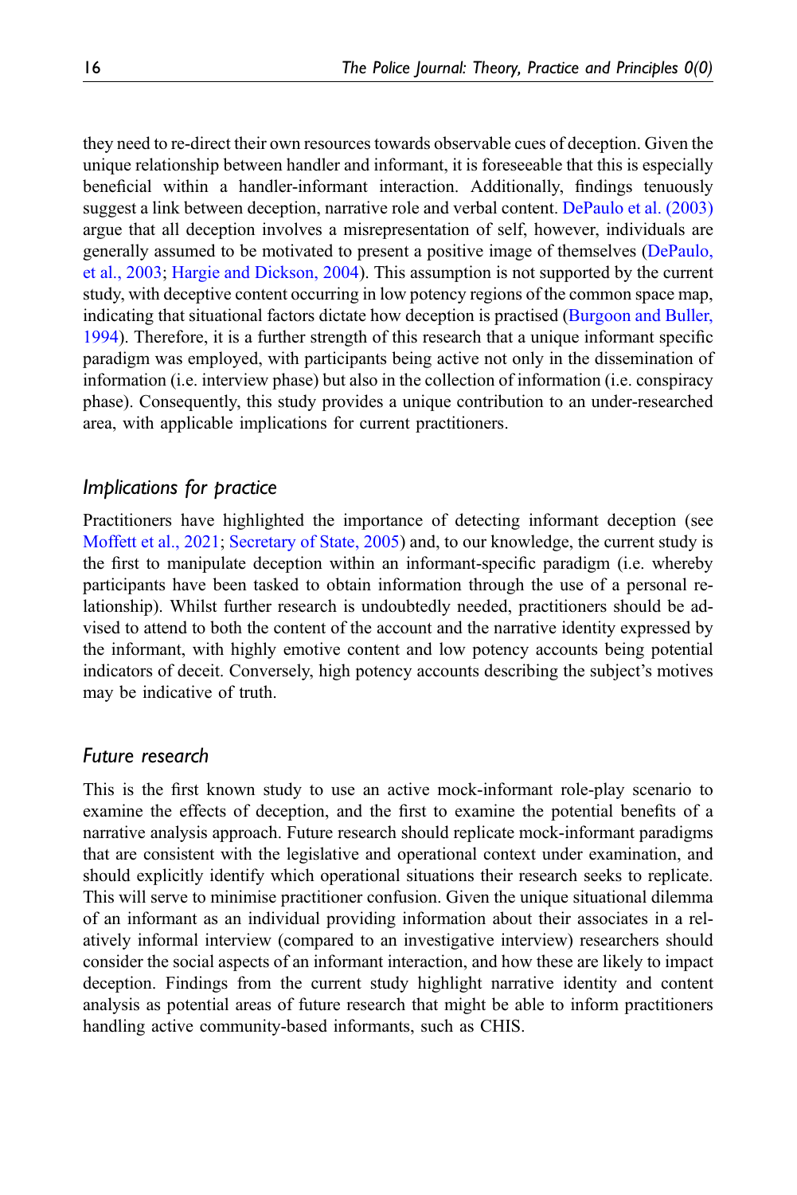they need to re-direct their own resources towards observable cues of deception. Given the unique relationship between handler and informant, it is foreseeable that this is especially beneficial within a handler-informant interaction. Additionally, findings tenuously suggest a link between deception, narrative role and verbal content. DePaulo et al. (2003) argue that all deception involves a misrepresentation of self, however, individuals are generally assumed to be motivated to present a positive image of themselves (DePaulo, et al., 2003; Hargie and Dickson, 2004). This assumption is not supported by the current study, with deceptive content occurring in low potency regions of the common space map, indicating that situational factors dictate how deception is practised (Burgoon and Buller, 1994). Therefore, it is a further strength of this research that a unique informant specific paradigm was employed, with participants being active not only in the dissemination of information (i.e. interview phase) but also in the collection of information (i.e. conspiracy phase). Consequently, this study provides a unique contribution to an under-researched area, with applicable implications for current practitioners.

## *Implications for practice*

Practitioners have highlighted the importance of detecting informant deception (see Moffett et al., 2021; Secretary of State, 2005) and, to our knowledge, the current study is the first to manipulate deception within an informant-specific paradigm (i.e. whereby participants have been tasked to obtain information through the use of a personal relationship). Whilst further research is undoubtedly needed, practitioners should be advised to attend to both the content of the account and the narrative identity expressed by the informant, with highly emotive content and low potency accounts being potential indicators of deceit. Conversely, high potency accounts describing the subject's motives may be indicative of truth.

## *Future research*

This is the first known study to use an active mock-informant role-play scenario to examine the effects of deception, and the first to examine the potential benefits of a narrative analysis approach. Future research should replicate mock-informant paradigms that are consistent with the legislative and operational context under examination, and should explicitly identify which operational situations their research seeks to replicate. This will serve to minimise practitioner confusion. Given the unique situational dilemma of an informant as an individual providing information about their associates in a relatively informal interview (compared to an investigative interview) researchers should consider the social aspects of an informant interaction, and how these are likely to impact deception. Findings from the current study highlight narrative identity and content analysis as potential areas of future research that might be able to inform practitioners handling active community-based informants, such as CHIS.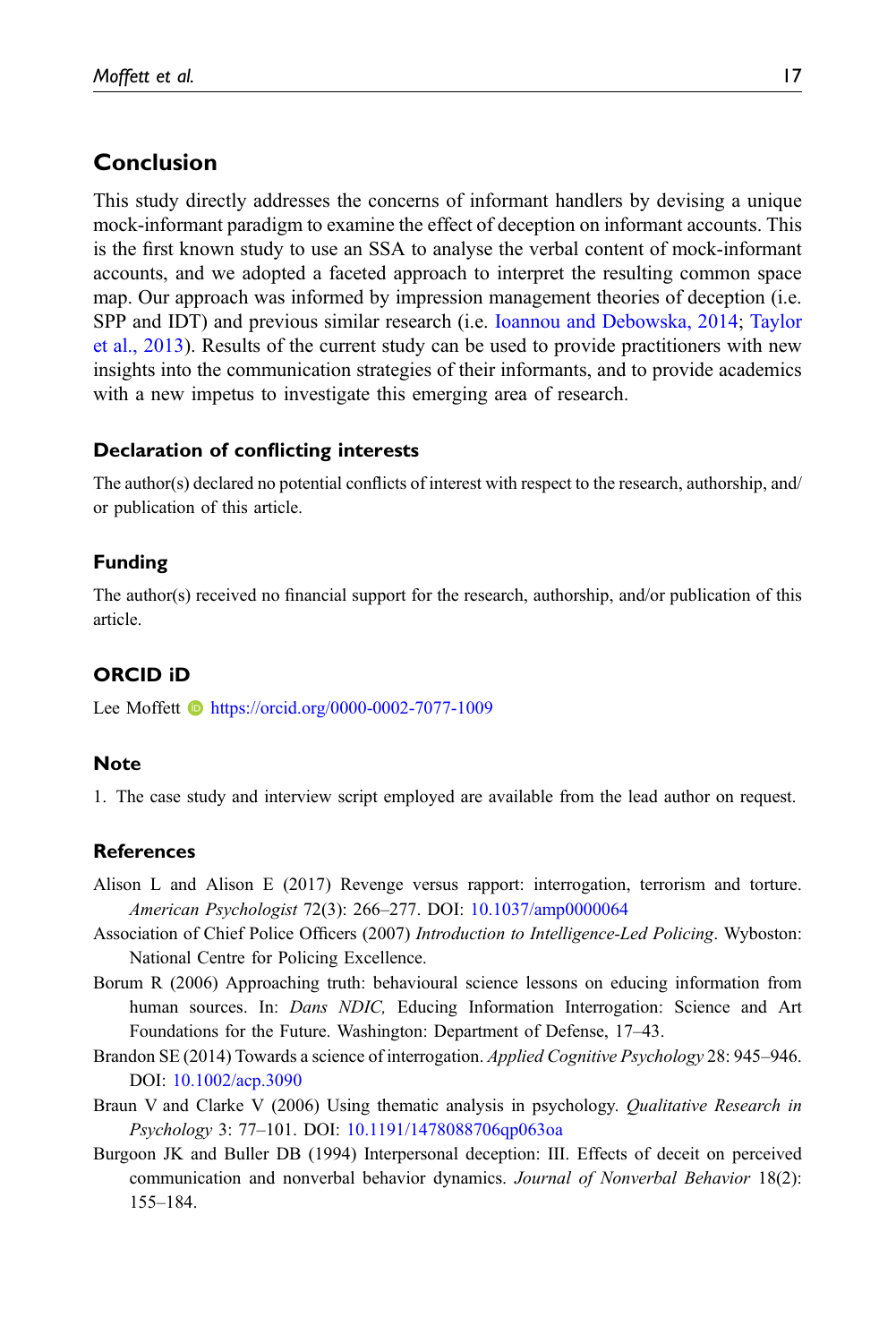## Conclusion

This study directly addresses the concerns of informant handlers by devising a unique mock-informant paradigm to examine the effect of deception on informant accounts. This is the first known study to use an SSA to analyse the verbal content of mock-informant accounts, and we adopted a faceted approach to interpret the resulting common space map. Our approach was informed by impression management theories of deception (i.e. SPP and IDT) and previous similar research (i.e. Ioannou and Debowska, 2014; Taylor et al., 2013). Results of the current study can be used to provide practitioners with new insights into the communication strategies of their informants, and to provide academics with a new impetus to investigate this emerging area of research.

### Declaration of conflicting interests

The author(s) declared no potential conflicts of interest with respect to the research, authorship, and/or publication of this article.

### Funding

The author(s) received no financial support for the research, authorship, and/or publication of this article.

### ORCID iD

Lee Moffett https://orcid.org/0000-0002-7077-1009

### Note

1. The case study and interview script employed are available from the lead author on request.

### References

Alison L and Alison E (2017) Revenge versus rapport: interrogation, terrorism and torture. *American Psychologist* 72(3): 266–277. DOI: 10.1037/amp0000064

Association of Chief Police Officers (2007) *Introduction to Intelligence-Led Policing*. Wyboston: National Centre for Policing Excellence.

Borum R (2006) Approaching truth: behavioural science lessons on educing information from human sources. In: *Dans NDIC,* Educing Information Interrogation: Science and Art Foundations for the Future. Washington: Department of Defense, 17–43.

Brandon SE (2014) Towards a science of interrogation. *Applied Cognitive Psychology* 28: 945–946. DOI: 10.1002/acp.3090

Braun V and Clarke V (2006) Using thematic analysis in psychology. *Qualitative Research in Psychology* 3: 77–101. DOI: 10.1191/1478088706qp063oa

Burgoon JK and Buller DB (1994) Interpersonal deception: III. Effects of deceit on perceived communication and nonverbal behavior dynamics. *Journal of Nonverbal Behavior* 18(2): 155–184.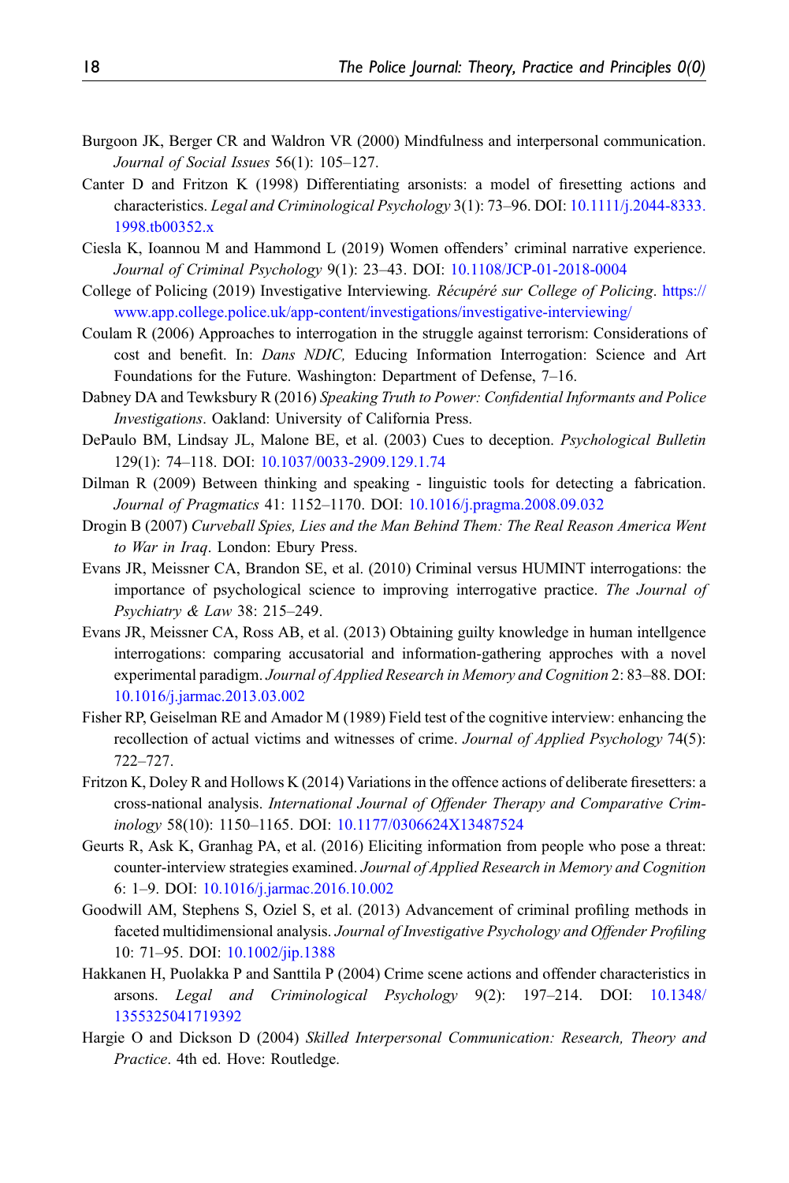Burgoon JK, Berger CR and Waldron VR (2000) Mindfulness and interpersonal communication. *Journal of Social Issues* 56(1): 105–127.

Canter D and Fritzon K (1998) Differentiating arsonists: a model of firesetting actions and characteristics. *Legal and Criminological Psychology* 3(1): 73–96. DOI: 10.1111/j.2044-8333.1998.tb00352.x

Ciesla K, Ioannou M and Hammond L (2019) Women offenders' criminal narrative experience. *Journal of Criminal Psychology* 9(1): 23–43. DOI: 10.1108/JCP-01-2018-0004

College of Policing (2019) Investigative Interviewing. *Récupéré sur College of Policing*. https://www.app.college.police.uk/app-content/investigations/investigative-interviewing/

Coulam R (2006) Approaches to interrogation in the struggle against terrorism: Considerations of cost and benefit. In: *Dans NDIC,* Educing Information Interrogation: Science and Art Foundations for the Future. Washington: Department of Defense, 7–16.

Dabney DA and Tewksbury R (2016) *Speaking Truth to Power: Confidential Informants and Police Investigations*. Oakland: University of California Press.

DePaulo BM, Lindsay JL, Malone BE, et al. (2003) Cues to deception. *Psychological Bulletin* 129(1): 74–118. DOI: 10.1037/0033-2909.129.1.74

Dilman R (2009) Between thinking and speaking - linguistic tools for detecting a fabrication. *Journal of Pragmatics* 41: 1152–1170. DOI: 10.1016/j.pragma.2008.09.032

Drogin B (2007) *Curveball Spies, Lies and the Man Behind Them: The Real Reason America Went to War in Iraq*. London: Ebury Press.

Evans JR, Meissner CA, Brandon SE, et al. (2010) Criminal versus HUMINT interrogations: the importance of psychological science to improving interrogative practice. *The Journal of Psychiatry & Law* 38: 215–249.

Evans JR, Meissner CA, Ross AB, et al. (2013) Obtaining guilty knowledge in human intellgence interrogations: comparing accusatorial and information-gathering approches with a novel experimental paradigm. *Journal of Applied Research in Memory and Cognition* 2: 83–88. DOI: 10.1016/j.jarmac.2013.03.002

Fisher RP, Geiselman RE and Amador M (1989) Field test of the cognitive interview: enhancing the recollection of actual victims and witnesses of crime. *Journal of Applied Psychology* 74(5): 722–727.

Fritzon K, Doley R and Hollows K (2014) Variations in the offence actions of deliberate firesetters: a cross-national analysis. *International Journal of Offender Therapy and Comparative Criminology* 58(10): 1150–1165. DOI: 10.1177/0306624X13487524

Geurts R, Ask K, Granhag PA, et al. (2016) Eliciting information from people who pose a threat: counter-interview strategies examined. *Journal of Applied Research in Memory and Cognition* 6: 1–9. DOI: 10.1016/j.jarmac.2016.10.002

Goodwill AM, Stephens S, Oziel S, et al. (2013) Advancement of criminal profiling methods in faceted multidimensional analysis. *Journal of Investigative Psychology and Offender Profiling* 10: 71–95. DOI: 10.1002/jip.1388

Hakkanen H, Puolakka P and Santtila P (2004) Crime scene actions and offender characteristics in arsons. *Legal and Criminological Psychology* 9(2): 197–214. DOI: 10.1348/1355325041719392

Hargie O and Dickson D (2004) *Skilled Interpersonal Communication: Research, Theory and Practice*. 4th ed. Hove: Routledge.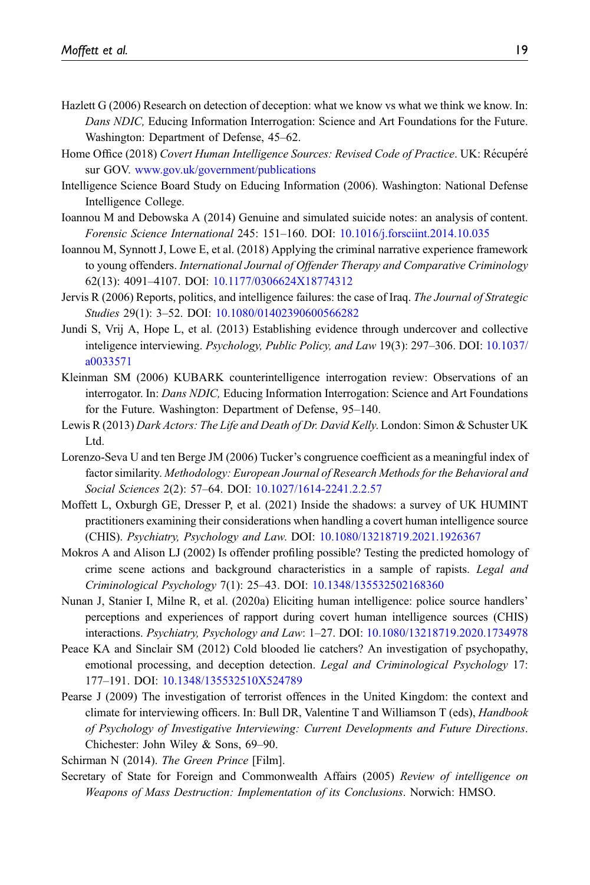Hazlett G (2006) Research on detection of deception: what we know vs what we think we know. In: *Dans NDIC,* Educing Information Interrogation: Science and Art Foundations for the Future. Washington: Department of Defense, 45–62.

Home Office (2018) *Covert Human Intelligence Sources: Revised Code of Practice*. UK: Récupéré sur GOV. www.gov.uk/government/publications

Intelligence Science Board Study on Educing Information (2006). Washington: National Defense Intelligence College.

Ioannou M and Debowska A (2014) Genuine and simulated suicide notes: an analysis of content. *Forensic Science International* 245: 151–160. DOI: 10.1016/j.forsciint.2014.10.035

Ioannou M, Synnott J, Lowe E, et al. (2018) Applying the criminal narrative experience framework to young offenders. *International Journal of Offender Therapy and Comparative Criminology* 62(13): 4091–4107. DOI: 10.1177/0306624X18774312

Jervis R (2006) Reports, politics, and intelligence failures: the case of Iraq. *The Journal of Strategic Studies* 29(1): 3–52. DOI: 10.1080/01402390600566282

Jundi S, Vrij A, Hope L, et al. (2013) Establishing evidence through undercover and collective inteligence interviewing. *Psychology, Public Policy, and Law* 19(3): 297–306. DOI: 10.1037/a0033571

Kleinman SM (2006) KUBARK counterintelligence interrogation review: Observations of an interrogator. In: *Dans NDIC,* Educing Information Interrogation: Science and Art Foundations for the Future. Washington: Department of Defense, 95–140.

Lewis R (2013) *Dark Actors: The Life and Death of Dr. David Kelly*. London: Simon & Schuster UK Ltd.

Lorenzo-Seva U and ten Berge JM (2006) Tucker's congruence coefficient as a meaningful index of factor similarity. *Methodology: European Journal of Research Methods for the Behavioral and Social Sciences* 2(2): 57–64. DOI: 10.1027/1614-2241.2.2.57

Moffett L, Oxburgh GE, Dresser P, et al. (2021) Inside the shadows: a survey of UK HUMINT practitioners examining their considerations when handling a covert human intelligence source (CHIS). *Psychiatry, Psychology and Law*. DOI: 10.1080/13218719.2021.1926367

Mokros A and Alison LJ (2002) Is offender profiling possible? Testing the predicted homology of crime scene actions and background characteristics in a sample of rapists. *Legal and Criminological Psychology* 7(1): 25–43. DOI: 10.1348/135532502168360

Nunan J, Stanier I, Milne R, et al. (2020a) Eliciting human intelligence: police source handlers' perceptions and experiences of rapport during covert human intelligence sources (CHIS) interactions. *Psychiatry, Psychology and Law*: 1–27. DOI: 10.1080/13218719.2020.1734978

Peace KA and Sinclair SM (2012) Cold blooded lie catchers? An investigation of psychopathy, emotional processing, and deception detection. *Legal and Criminological Psychology* 17: 177–191. DOI: 10.1348/135532510X524789

Pearse J (2009) The investigation of terrorist offences in the United Kingdom: the context and climate for interviewing officers. In: Bull DR, Valentine T and Williamson T (eds), *Handbook of Psychology of Investigative Interviewing: Current Developments and Future Directions*. Chichester: John Wiley & Sons, 69–90.

Schirman N (2014). *The Green Prince* [Film].

Secretary of State for Foreign and Commonwealth Affairs (2005) *Review of intelligence on Weapons of Mass Destruction: Implementation of its Conclusions*. Norwich: HMSO.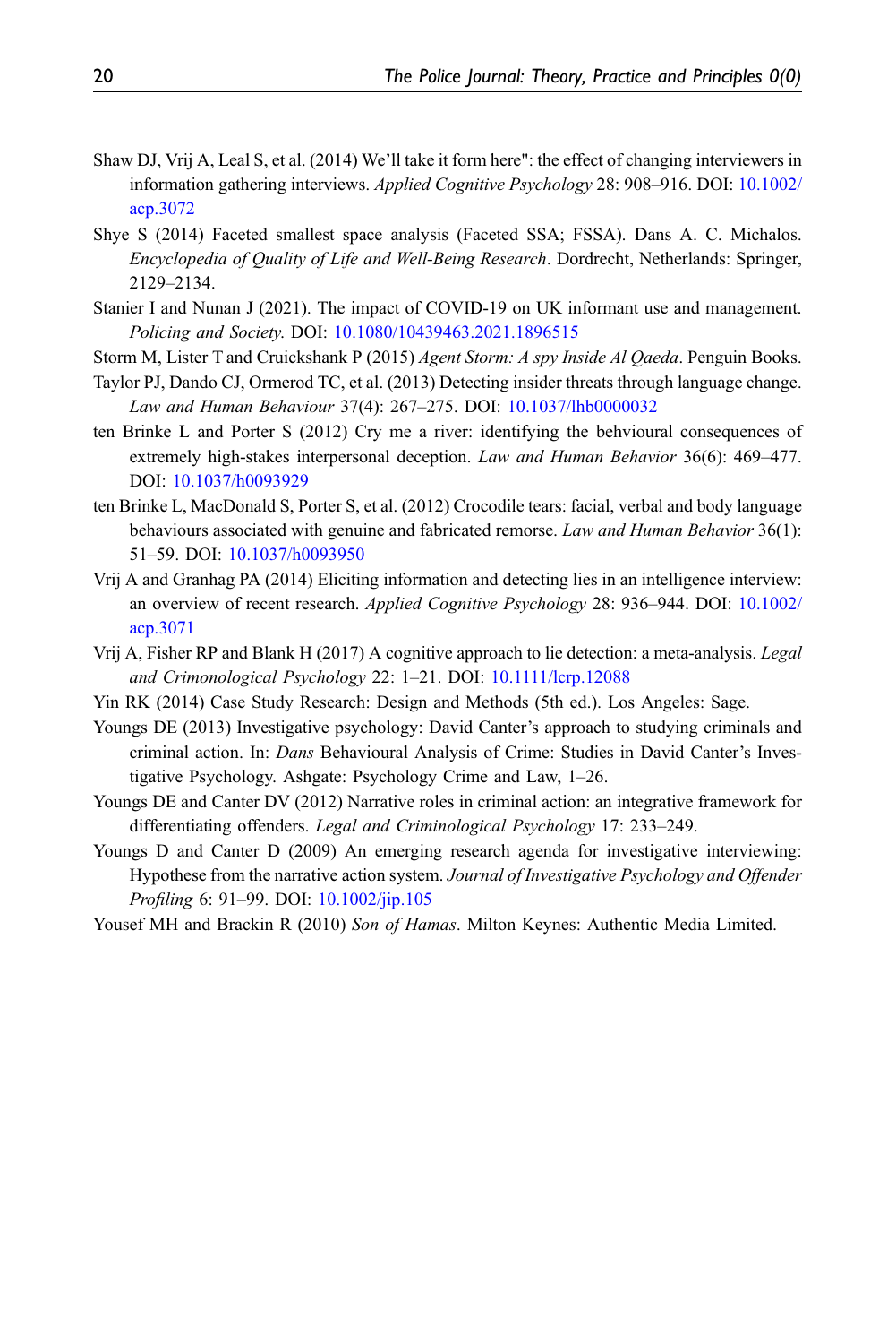Shaw DJ, Vrij A, Leal S, et al. (2014) We'll take it form here": the effect of changing interviewers in information gathering interviews. *Applied Cognitive Psychology* 28: 908–916. DOI: 10.1002/acp.3072

Shye S (2014) Faceted smallest space analysis (Faceted SSA; FSSA). Dans A. C. Michalos. *Encyclopedia of Quality of Life and Well-Being Research*. Dordrecht, Netherlands: Springer, 2129–2134.

Stanier I and Nunan J (2021). The impact of COVID-19 on UK informant use and management. *Policing and Society*. DOI: 10.1080/10439463.2021.1896515

Storm M, Lister T and Cruickshank P (2015) *Agent Storm: A spy Inside Al Qaeda*. Penguin Books.

Taylor PJ, Dando CJ, Ormerod TC, et al. (2013) Detecting insider threats through language change. *Law and Human Behaviour* 37(4): 267–275. DOI: 10.1037/lhb0000032

ten Brinke L and Porter S (2012) Cry me a river: identifying the behvioural consequences of extremely high-stakes interpersonal deception. *Law and Human Behavior* 36(6): 469–477. DOI: 10.1037/h0093929

ten Brinke L, MacDonald S, Porter S, et al. (2012) Crocodile tears: facial, verbal and body language behaviours associated with genuine and fabricated remorse. *Law and Human Behavior* 36(1): 51–59. DOI: 10.1037/h0093950

Vrij A and Granhag PA (2014) Eliciting information and detecting lies in an intelligence interview: an overview of recent research. *Applied Cognitive Psychology* 28: 936–944. DOI: 10.1002/acp.3071

Vrij A, Fisher RP and Blank H (2017) A cognitive approach to lie detection: a meta-analysis. *Legal and Crimonological Psychology* 22: 1–21. DOI: 10.1111/lcrp.12088

Yin RK (2014) Case Study Research: Design and Methods (5th ed.). Los Angeles: Sage.

Youngs DE (2013) Investigative psychology: David Canter's approach to studying criminals and criminal action. In: *Dans* Behavioural Analysis of Crime: Studies in David Canter's Investigative Psychology. Ashgate: Psychology Crime and Law, 1–26.

Youngs DE and Canter DV (2012) Narrative roles in criminal action: an integrative framework for differentiating offenders. *Legal and Criminological Psychology* 17: 233–249.

Youngs D and Canter D (2009) An emerging research agenda for investigative interviewing: Hypothese from the narrative action system. *Journal of Investigative Psychology and Offender Profiling* 6: 91–99. DOI: 10.1002/jip.105

Yousef MH and Brackin R (2010) *Son of Hamas*. Milton Keynes: Authentic Media Limited.